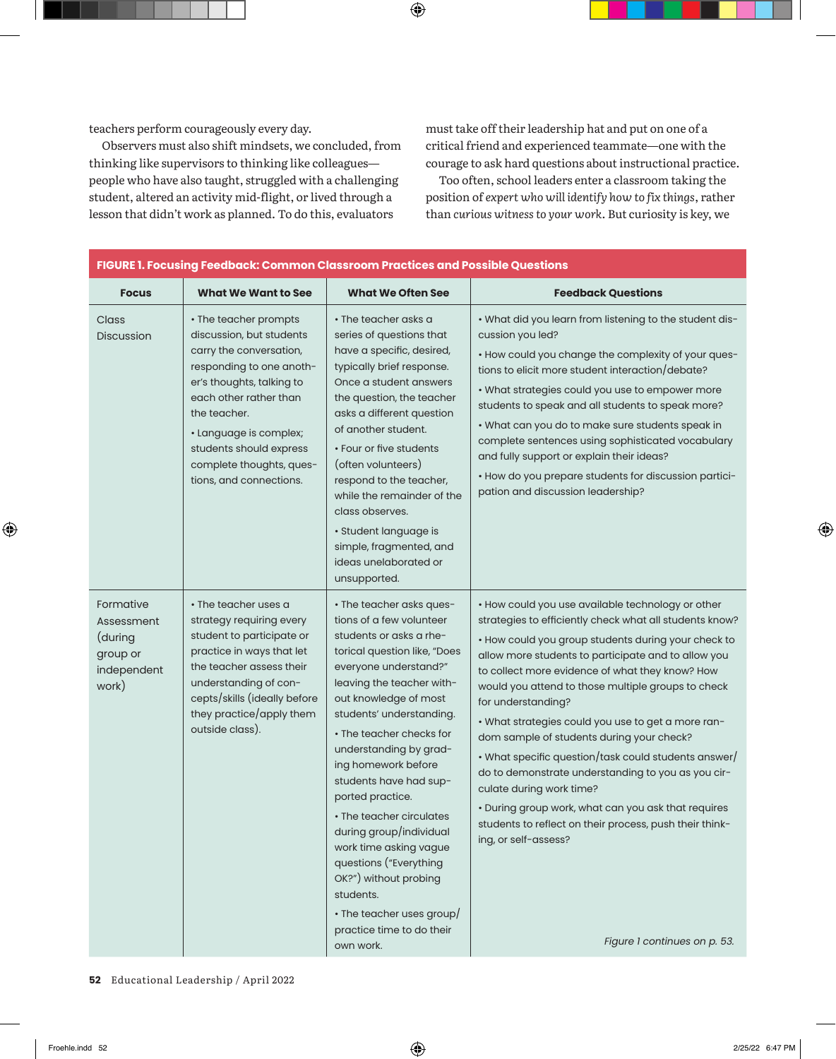teachers perform courageously every day.

Observers must also shift mindsets, we concluded, from thinking like supervisors to thinking like colleagues—people who have also taught, struggled with a challenging student, altered an activity mid-flight, or lived through a lesson that didn't work as planned. To do this, evaluators must take off their leadership hat and put on one of a critical friend and experienced teammate—one with the courage to ask hard questions about instructional practice.

Too often, school leaders enter a classroom taking the position of *expert who will identify how to fix things*, rather than *curious witness to your work*. But curiosity is key, we

**FIGURE 1. Focusing Feedback: Common Classroom Practices and Possible Questions**

| Focus | What We Want to See | What We Often See | Feedback Questions |
| --- | --- | --- | --- |
| Class Discussion | • The teacher prompts discussion, but students carry the conversation, responding to one another's thoughts, talking to each other rather than the teacher.<br>• Language is complex; students should express complete thoughts, questions, and connections. | • The teacher asks a series of questions that have a specific, desired, typically brief response. Once a student answers the question, the teacher asks a different question of another student.<br>• Four or five students (often volunteers) respond to the teacher, while the remainder of the class observes.<br>• Student language is simple, fragmented, and ideas unelaborated or unsupported. | • What did you learn from listening to the student discussion you led?<br>• How could you change the complexity of your questions to elicit more student interaction/debate?<br>• What strategies could you use to empower more students to speak and all students to speak more?<br>• What can you do to make sure students speak in complete sentences using sophisticated vocabulary and fully support or explain their ideas?<br>• How do you prepare students for discussion participation and discussion leadership? |
| Formative Assessment (during group or independent work) | • The teacher uses a strategy requiring every student to participate or practice in ways that let the teacher assess their understanding of concepts/skills (ideally before they practice/apply them outside class). | • The teacher asks questions of a few volunteer students or asks a rhetorical question like, "Does everyone understand?" leaving the teacher without knowledge of most students' understanding.<br>• The teacher checks for understanding by grading homework before students have had supported practice.<br>• The teacher circulates during group/individual work time asking vague questions ("Everything OK?") without probing students.<br>• The teacher uses group/practice time to do their own work. | • How could you use available technology or other strategies to efficiently check what all students know?<br>• How could you group students during your check to allow more students to participate and to allow you to collect more evidence of what they know? How would you attend to those multiple groups to check for understanding?<br>• What strategies could you use to get a more random sample of students during your check?<br>• What specific question/task could students answer/do to demonstrate understanding to you as you circulate during work time?<br>• During group work, what can you ask that requires students to reflect on their process, push their thinking, or self-assess? |

*Figure 1 continues on p. 53.*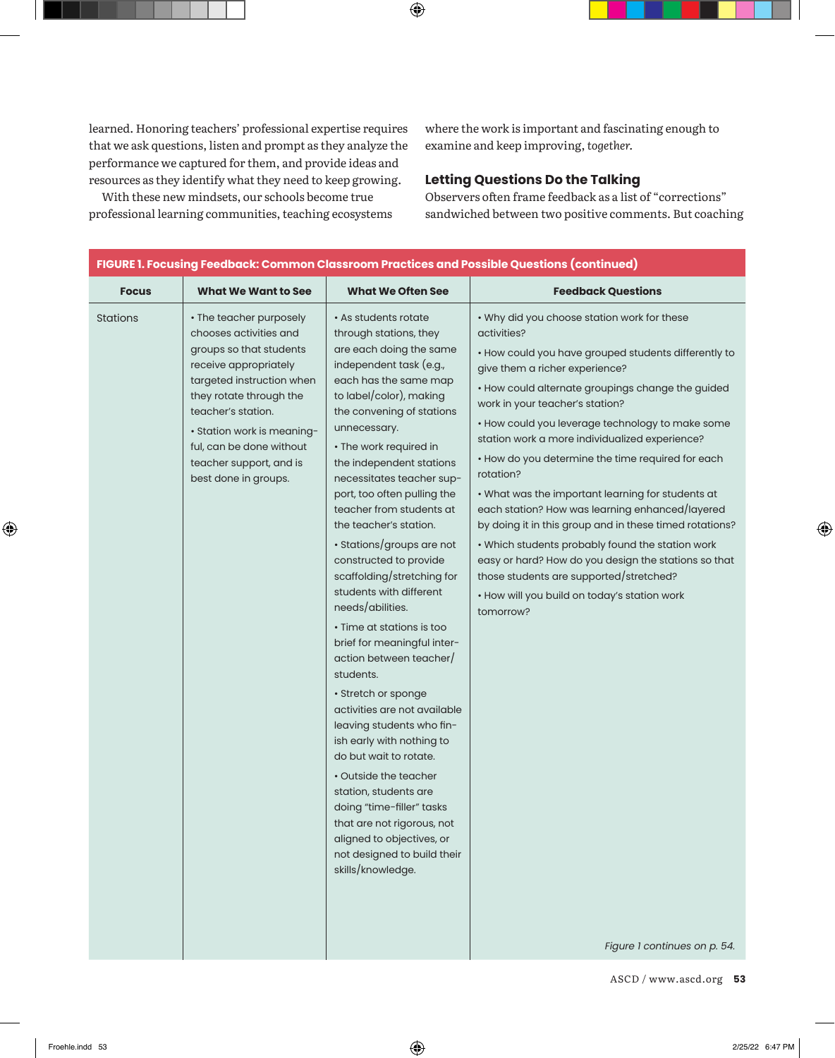learned. Honoring teachers' professional expertise requires that we ask questions, listen and prompt as they analyze the performance we captured for them, and provide ideas and resources as they identify what they need to keep growing.

With these new mindsets, our schools become true professional learning communities, teaching ecosystems where the work is important and fascinating enough to examine and keep improving, *together.*

## Letting Questions Do the Talking

Observers often frame feedback as a list of "corrections" sandwiched between two positive comments. But coaching

**FIGURE 1. Focusing Feedback: Common Classroom Practices and Possible Questions (continued)**

| Focus | What We Want to See | What We Often See | Feedback Questions |
|---|---|---|---|
| Stations | • The teacher purposely chooses activities and groups so that students receive appropriately targeted instruction when they rotate through the teacher's station.<br>• Station work is meaningful, can be done without teacher support, and is best done in groups. | • As students rotate through stations, they are each doing the same independent task (e.g., each has the same map to label/color), making the convening of stations unnecessary.<br>• The work required in the independent stations necessitates teacher support, too often pulling the teacher from students at the teacher's station.<br>• Stations/groups are not constructed to provide scaffolding/stretching for students with different needs/abilities.<br>• Time at stations is too brief for meaningful interaction between teacher/students.<br>• Stretch or sponge activities are not available leaving students who finish early with nothing to do but wait to rotate.<br>• Outside the teacher station, students are doing "time-filler" tasks that are not rigorous, not aligned to objectives, or not designed to build their skills/knowledge. | • Why did you choose station work for these activities?<br>• How could you have grouped students differently to give them a richer experience?<br>• How could alternate groupings change the guided work in your teacher's station?<br>• How could you leverage technology to make some station work a more individualized experience?<br>• How do you determine the time required for each rotation?<br>• What was the important learning for students at each station? How was learning enhanced/layered by doing it in this group and in these timed rotations?<br>• Which students probably found the station work easy or hard? How do you design the stations so that those students are supported/stretched?<br>• How will you build on today's station work tomorrow? |

*Figure 1 continues on p. 54.*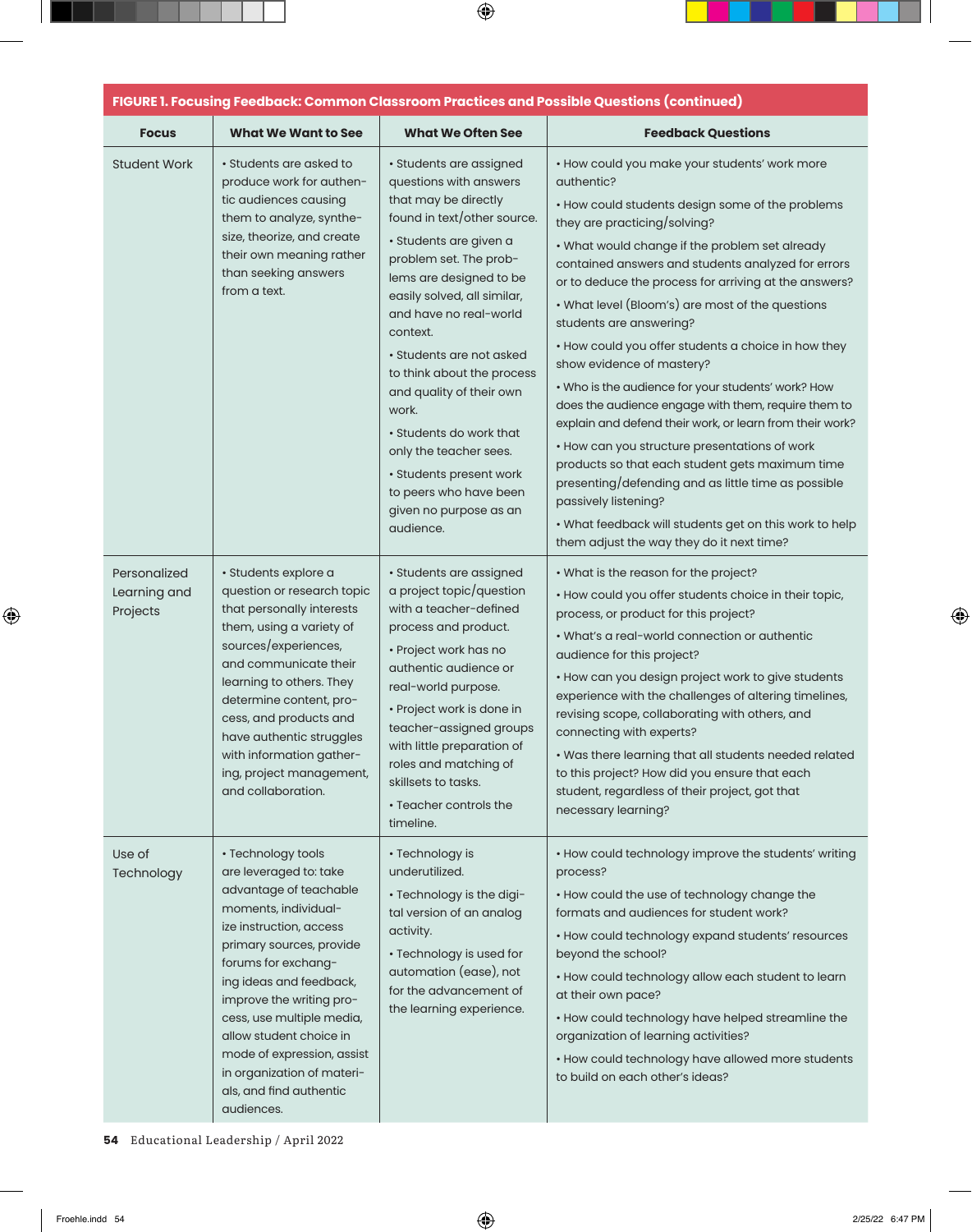**FIGURE 1. Focusing Feedback: Common Classroom Practices and Possible Questions (continued)**

| Focus | What We Want to See | What We Often See | Feedback Questions |
|---|---|---|---|
| Student Work | • Students are asked to produce work for authentic audiences causing them to analyze, synthesize, theorize, and create their own meaning rather than seeking answers from a text. | • Students are assigned questions with answers that may be directly found in text/other source.<br>• Students are given a problem set. The problems are designed to be easily solved, all similar, and have no real-world context.<br>• Students are not asked to think about the process and quality of their own work.<br>• Students do work that only the teacher sees.<br>• Students present work to peers who have been given no purpose as an audience. | • How could you make your students' work more authentic?<br>• How could students design some of the problems they are practicing/solving?<br>• What would change if the problem set already contained answers and students analyzed for errors or to deduce the process for arriving at the answers?<br>• What level (Bloom's) are most of the questions students are answering?<br>• How could you offer students a choice in how they show evidence of mastery?<br>• Who is the audience for your students' work? How does the audience engage with them, require them to explain and defend their work, or learn from their work?<br>• How can you structure presentations of work products so that each student gets maximum time presenting/defending and as little time as possible passively listening?<br>• What feedback will students get on this work to help them adjust the way they do it next time? |
| Personalized Learning and Projects | • Students explore a question or research topic that personally interests them, using a variety of sources/experiences, and communicate their learning to others. They determine content, process, and products and have authentic struggles with information gathering, project management, and collaboration. | • Students are assigned a project topic/question with a teacher-defined process and product.<br>• Project work has no authentic audience or real-world purpose.<br>• Project work is done in teacher-assigned groups with little preparation of roles and matching of skillsets to tasks.<br>• Teacher controls the timeline. | • What is the reason for the project?<br>• How could you offer students choice in their topic, process, or product for this project?<br>• What's a real-world connection or authentic audience for this project?<br>• How can you design project work to give students experience with the challenges of altering timelines, revising scope, collaborating with others, and connecting with experts?<br>• Was there learning that all students needed related to this project? How did you ensure that each student, regardless of their project, got that necessary learning? |
| Use of Technology | • Technology tools are leveraged to: take advantage of teachable moments, individualize instruction, access primary sources, provide forums for exchanging ideas and feedback, improve the writing process, use multiple media, allow student choice in mode of expression, assist in organization of materials, and find authentic audiences. | • Technology is underutilized.<br>• Technology is the digital version of an analog activity.<br>• Technology is used for automation (ease), not for the advancement of the learning experience. | • How could technology improve the students' writing process?<br>• How could the use of technology change the formats and audiences for student work?<br>• How could technology expand students' resources beyond the school?<br>• How could technology allow each student to learn at their own pace?<br>• How could technology have helped streamline the organization of learning activities?<br>• How could technology have allowed more students to build on each other's ideas? |